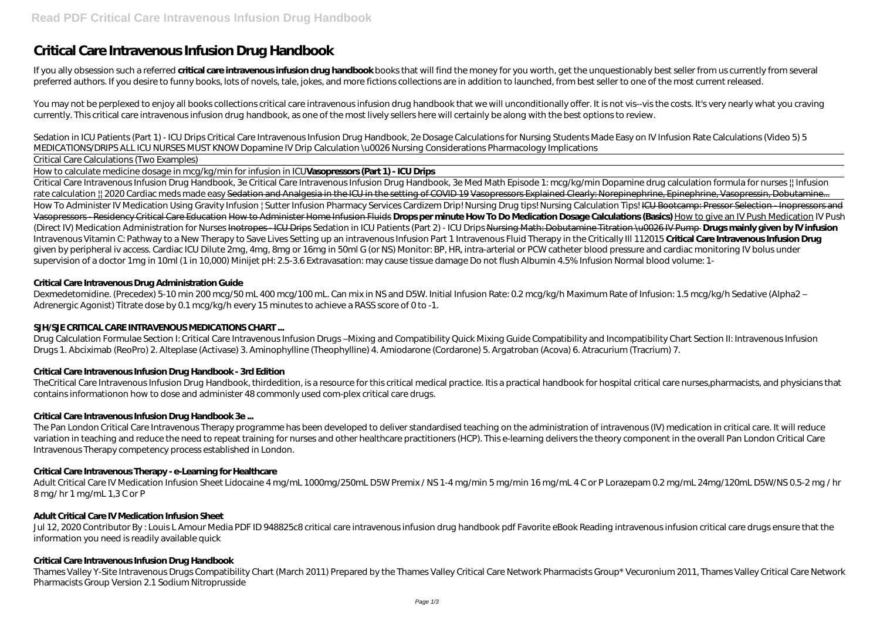# Critical Care Intravenous Infusion Drug Handbook

If you ally obsession such a referred **critical care intravenous infusion drug handbook** books that will find the money for you worth, get the unquestionably best seller from us currently from several preferred authors. If you desire to funny books, lots of novels, tale, jokes, and more fictions collections are in addition to launched, from best seller to one of the most current released.

You may not be perplexed to enjoy all books collections critical care intravenous infusion drug handbook that we will unconditionally offer. It is not vis--vis the costs. It's very nearly what you craving currently. This critical care intravenous infusion drug handbook, as one of the most lively sellers here will certainly be along with the best options to review.

*Sedation in ICU Patients (Part 1) - ICU Drips Critical Care Intravenous Infusion Drug Handbook, 2e Dosage Calculations for Nursing Students Made Easy on IV Infusion Rate Calculations (Video 5) 5 MEDICATIONS/DRIPS ALL ICU NURSES MUST KNOW Dopamine IV Drip Calculation \u0026 Nursing Considerations Pharmacology Implications*

Critical Care Calculations (Two Examples)

How to calculate medicine dosage in mcg/kg/min for infusion in ICU **Vasopressors (Part 1) - ICU Drips**

Critical Care Intravenous Infusion Drug Handbook, 3e *Critical Care Intravenous Infusion Drug Handbook, 3e Med Math Episode 1: mcg/kg/min Dopamine drug calculation formula for nurses || Infusion rate calculation || 2020 Cardiac meds made easy* Sedation and Analgesia in the ICU in the setting of COVID 19 Vasopressors Explained Clearly: Norepinephrine, Epinephrine, Vasopressin, Dobutamine... How To Administer IV Medication Using Gravity Infusion | Sutter Infusion Pharmacy Services *Cardizem Drip! Nursing Drug tips! Nursing Calculation Tips!* ICU Bootcamp: Pressor Selection - Inopressors and Vasopressors - Residency Critical Care Education How to Administer Home Infusion Fluids **Drops per minute How To Do Medication Dosage Calculations (Basics)** How to give an IV Push Medication *IV Push (Direct IV) Medication Administration for Nurses* Inotropes - ICU Drips *Sedation in ICU Patients (Part 2) - ICU Drips* Nursing Math: Dobutamine Titration \u0026 IV Pump **Drugs mainly given by IV infusion** *Intravenous Vitamin C: Pathway to a New Therapy to Save Lives Setting up an intravenous Infusion Part 1 Intravenous Fluid Therapy in the Critically Ill 112015* **Critical Care Intravenous Infusion Drug** given by peripheral iv access. Cardiac ICU Dilute 2mg, 4mg, 8mg or 16mg in 50ml G (or NS) Monitor: BP, HR, intra-arterial or PCW catheter blood pressure and cardiac monitoring IV bolus under supervision of a doctor 1mg in 10ml (1 in 10,000) Minijet pH: 2.5-3.6 Extravasation: may cause tissue damage Do not flush Albumin 4.5% Infusion Normal blood volume: 1-

## Critical Care Intravenous Drug Administration Guide

Dexmedetomidine. (Precedex) 5-10 min 200 mcg/50 mL 400 mcg/100 mL. Can mix in NS and D5W. Initial Infusion Rate: 0.2 mcg/kg/h Maximum Rate of Infusion: 1.5 mcg/kg/h Sedative (Alpha2 – Adrenergic Agonist) Titrate dose by 0.1 mcg/kg/h every 15 minutes to achieve a RASS score of 0 to -1.

## SJH/SJE CRITICAL CARE INTRAVENOUS MEDICATIONS CHART ...

Drug Calculation Formulae Section I: Critical Care Intravenous Infusion Drugs –Mixing and Compatibility Quick Mixing Guide Compatibility and Incompatibility Chart Section II: Intravenous Infusion Drugs 1. Abciximab (ReoPro) 2. Alteplase (Activase) 3. Aminophylline (Theophylline) 4. Amiodarone (Cordarone) 5. Argatroban (Acova) 6. Atracurium (Tracrium) 7.

## Critical Care Intravenous Infusion Drug Handbook - 3rd Edition

TheCritical Care Intravenous Infusion Drug Handbook, thirdedition, is a resource for this critical medical practice. Itis a practical handbook for hospital critical care nurses,pharmacists, and physicians that contains informationon how to dose and administer 48 commonly used com-plex critical care drugs.

## Critical Care Intravenous Infusion Drug Handbook 3e ...

The Pan London Critical Care Intravenous Therapy programme has been developed to deliver standardised teaching on the administration of intravenous (IV) medication in critical care. It will reduce variation in teaching and reduce the need to repeat training for nurses and other healthcare practitioners (HCP). This e-learning delivers the theory component in the overall Pan London Critical Care Intravenous Therapy competency process established in London.

## Critical Care Intravenous Therapy - e-Learning for Healthcare

Adult Critical Care IV Medication Infusion Sheet Lidocaine 4 mg/mL 1000mg/250mL D5W Premix / NS 1-4 mg/min 5 mg/min 16 mg/mL 4 C or P Lorazepam 0.2 mg/mL 24mg/120mL D5W/NS 0.5-2 mg / hr 8 mg/ hr 1 mg/mL 1,3 C or P

## Adult Critical Care IV Medication Infusion Sheet

Jul 12, 2020 Contributor By : Louis L Amour Media PDF ID 948825c8 critical care intravenous infusion drug handbook pdf Favorite eBook Reading intravenous infusion critical care drugs ensure that the information you need is readily available quick

## Critical Care Intravenous Infusion Drug Handbook

Thames Valley Y-Site Intravenous Drugs Compatibility Chart (March 2011) Prepared by the Thames Valley Critical Care Network Pharmacists Group* Vecuronium 2011, Thames Valley Critical Care Network Pharmacists Group Version 2.1 Sodium Nitroprusside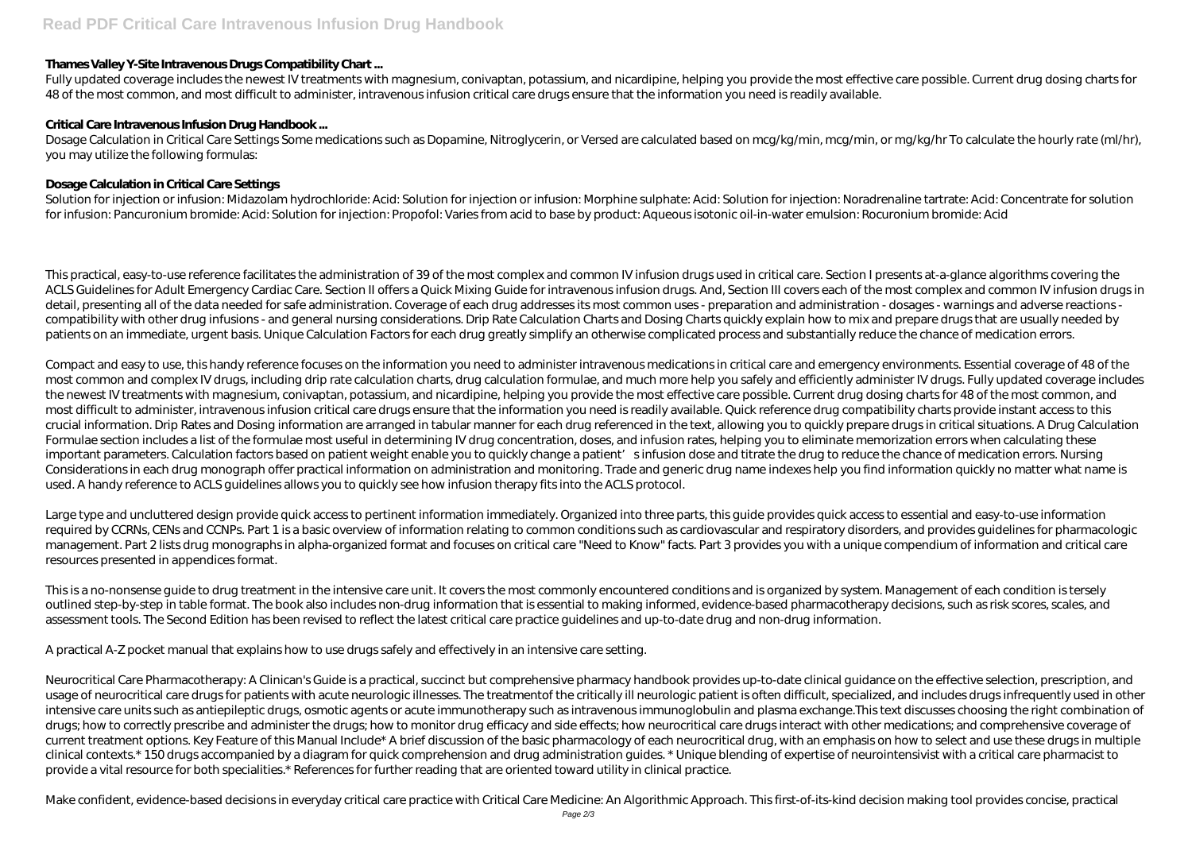### Thames Valley Y-Site Intravenous Drugs Compatibility Chart ...

Fully updated coverage includes the newest IV treatments with magnesium, conivaptan, potassium, and nicardipine, helping you provide the most effective care possible. Current drug dosing charts for 48 of the most common, and most difficult to administer, intravenous infusion critical care drugs ensure that the information you need is readily available.

### Critical Care Intravenous Infusion Drug Handbook ...

Dosage Calculation in Critical Care Settings Some medications such as Dopamine, Nitroglycerin, or Versed are calculated based on mcg/kg/min, mcg/min, or mg/kg/hr To calculate the hourly rate (ml/hr), you may utilize the following formulas:

### Dosage Calculation in Critical Care Settings

Solution for injection or infusion: Midazolam hydrochloride: Acid: Solution for injection or infusion: Morphine sulphate: Acid: Solution for injection: Noradrenaline tartrate: Acid: Concentrate for solution for infusion: Pancuronium bromide: Acid: Solution for injection: Propofol: Varies from acid to base by product: Aqueous isotonic oil-in-water emulsion: Rocuronium bromide: Acid

This practical, easy-to-use reference facilitates the administration of 39 of the most complex and common IV infusion drugs used in critical care. Section I presents at-a-glance algorithms covering the ACLS Guidelines for Adult Emergency Cardiac Care. Section II offers a Quick Mixing Guide for intravenous infusion drugs. And, Section III covers each of the most complex and common IV infusion drugs in detail, presenting all of the data needed for safe administration. Coverage of each drug addresses its most common uses - preparation and administration - dosages - warnings and adverse reactions - compatibility with other drug infusions - and general nursing considerations. Drip Rate Calculation Charts and Dosing Charts quickly explain how to mix and prepare drugs that are usually needed by patients on an immediate, urgent basis. Unique Calculation Factors for each drug greatly simplify an otherwise complicated process and substantially reduce the chance of medication errors.

Compact and easy to use, this handy reference focuses on the information you need to administer intravenous medications in critical care and emergency environments. Essential coverage of 48 of the most common and complex IV drugs, including drip rate calculation charts, drug calculation formulae, and much more help you safely and efficiently administer IV drugs. Fully updated coverage includes the newest IV treatments with magnesium, conivaptan, potassium, and nicardipine, helping you provide the most effective care possible. Current drug dosing charts for 48 of the most common, and most difficult to administer, intravenous infusion critical care drugs ensure that the information you need is readily available. Quick reference drug compatibility charts provide instant access to this crucial information. Drip Rates and Dosing information are arranged in tabular manner for each drug referenced in the text, allowing you to quickly prepare drugs in critical situations. A Drug Calculation Formulae section includes a list of the formulae most useful in determining IV drug concentration, doses, and infusion rates, helping you to eliminate memorization errors when calculating these important parameters. Calculation factors based on patient weight enable you to quickly change a patient's infusion dose and titrate the drug to reduce the chance of medication errors. Nursing Considerations in each drug monograph offer practical information on administration and monitoring. Trade and generic drug name indexes help you find information quickly no matter what name is used. A handy reference to ACLS guidelines allows you to quickly see how infusion therapy fits into the ACLS protocol.

Large type and uncluttered design provide quick access to pertinent information immediately. Organized into three parts, this guide provides quick access to essential and easy-to-use information required by CCRNs, CENs and CCNPs. Part 1 is a basic overview of information relating to common conditions such as cardiovascular and respiratory disorders, and provides guidelines for pharmacologic management. Part 2 lists drug monographs in alpha-organized format and focuses on critical care "Need to Know" facts. Part 3 provides you with a unique compendium of information and critical care resources presented in appendices format.

This is a no-nonsense guide to drug treatment in the intensive care unit. It covers the most commonly encountered conditions and is organized by system. Management of each condition is tersely outlined step-by-step in table format. The book also includes non-drug information that is essential to making informed, evidence-based pharmacotherapy decisions, such as risk scores, scales, and assessment tools. The Second Edition has been revised to reflect the latest critical care practice guidelines and up-to-date drug and non-drug information.

A practical A-Z pocket manual that explains how to use drugs safely and effectively in an intensive care setting.

Neurocritical Care Pharmacotherapy: A Clinican's Guide is a practical, succinct but comprehensive pharmacy handbook provides up-to-date clinical guidance on the effective selection, prescription, and usage of neurocritical care drugs for patients with acute neurologic illnesses. The treatmentof the critically ill neurologic patient is often difficult, specialized, and includes drugs infrequently used in other intensive care units such as antiepileptic drugs, osmotic agents or acute immunotherapy such as intravenous immunoglobulin and plasma exchange.This text discusses choosing the right combination of drugs; how to correctly prescribe and administer the drugs; how to monitor drug efficacy and side effects; how neurocritical care drugs interact with other medications; and comprehensive coverage of current treatment options. Key Feature of this Manual Include* A brief discussion of the basic pharmacology of each neurocritical drug, with an emphasis on how to select and use these drugs in multiple clinical contexts.* 150 drugs accompanied by a diagram for quick comprehension and drug administration guides. * Unique blending of expertise of neurointensivist with a critical care pharmacist to provide a vital resource for both specialities.* References for further reading that are oriented toward utility in clinical practice.

Make confident, evidence-based decisions in everyday critical care practice with Critical Care Medicine: An Algorithmic Approach. This first-of-its-kind decision making tool provides concise, practical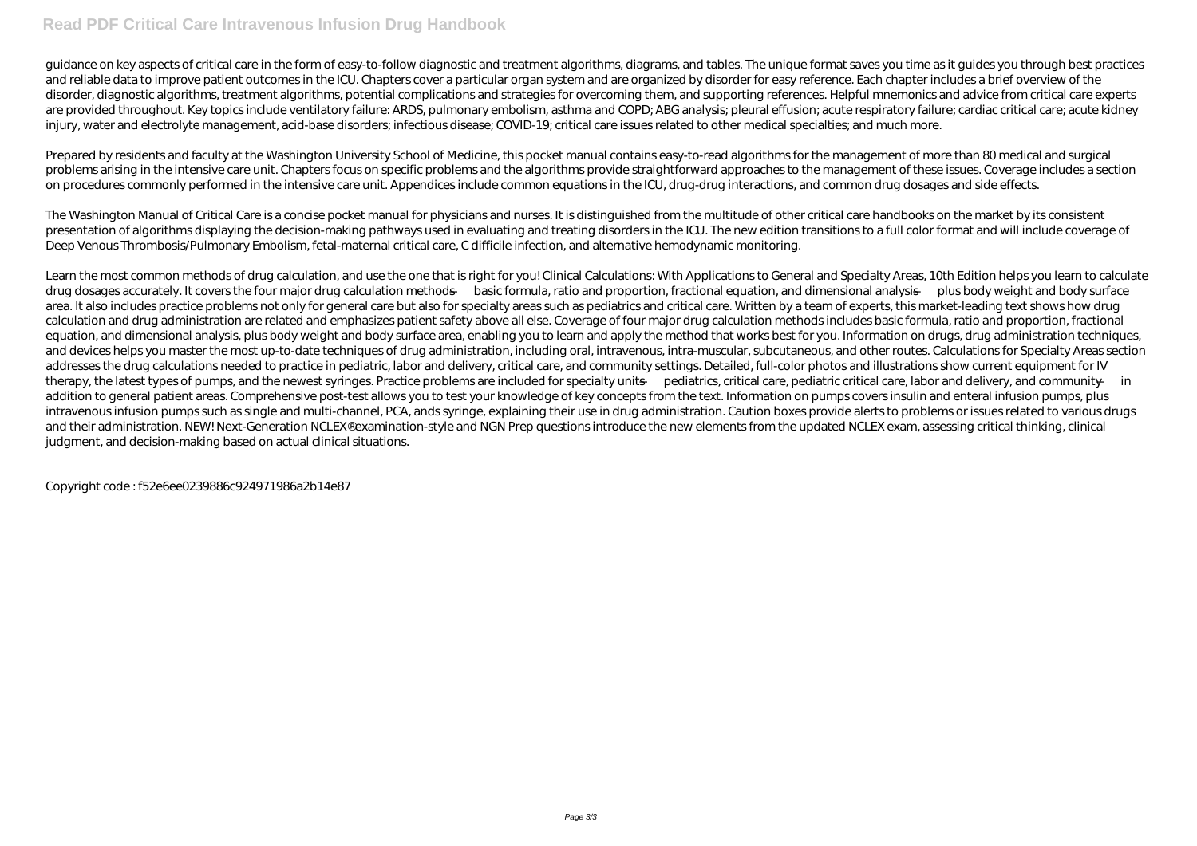guidance on key aspects of critical care in the form of easy-to-follow diagnostic and treatment algorithms, diagrams, and tables. The unique format saves you time as it guides you through best practices and reliable data to improve patient outcomes in the ICU. Chapters cover a particular organ system and are organized by disorder for easy reference. Each chapter includes a brief overview of the disorder, diagnostic algorithms, treatment algorithms, potential complications and strategies for overcoming them, and supporting references. Helpful mnemonics and advice from critical care experts are provided throughout. Key topics include ventilatory failure: ARDS, pulmonary embolism, asthma and COPD; ABG analysis; pleural effusion; acute respiratory failure; cardiac critical care; acute kidney injury, water and electrolyte management, acid-base disorders; infectious disease; COVID-19; critical care issues related to other medical specialties; and much more.

Prepared by residents and faculty at the Washington University School of Medicine, this pocket manual contains easy-to-read algorithms for the management of more than 80 medical and surgical problems arising in the intensive care unit. Chapters focus on specific problems and the algorithms provide straightforward approaches to the management of these issues. Coverage includes a section on procedures commonly performed in the intensive care unit. Appendices include common equations in the ICU, drug-drug interactions, and common drug dosages and side effects.

The Washington Manual of Critical Care is a concise pocket manual for physicians and nurses. It is distinguished from the multitude of other critical care handbooks on the market by its consistent presentation of algorithms displaying the decision-making pathways used in evaluating and treating disorders in the ICU. The new edition transitions to a full color format and will include coverage of Deep Venous Thrombosis/Pulmonary Embolism, fetal-maternal critical care, C difficile infection, and alternative hemodynamic monitoring.

Learn the most common methods of drug calculation, and use the one that is right for you! Clinical Calculations: With Applications to General and Specialty Areas, 10th Edition helps you learn to calculate drug dosages accurately. It covers the four major drug calculation methods — basic formula, ratio and proportion, fractional equation, and dimensional analysis — plus body weight and body surface area. It also includes practice problems not only for general care but also for specialty areas such as pediatrics and critical care. Written by a team of experts, this market-leading text shows how drug calculation and drug administration are related and emphasizes patient safety above all else. Coverage of four major drug calculation methods includes basic formula, ratio and proportion, fractional equation, and dimensional analysis, plus body weight and body surface area, enabling you to learn and apply the method that works best for you. Information on drugs, drug administration techniques, and devices helps you master the most up-to-date techniques of drug administration, including oral, intravenous, intra-muscular, subcutaneous, and other routes. Calculations for Specialty Areas section addresses the drug calculations needed to practice in pediatric, labor and delivery, critical care, and community settings. Detailed, full-color photos and illustrations show current equipment for IV therapy, the latest types of pumps, and the newest syringes. Practice problems are included for specialty units — pediatrics, critical care, pediatric critical care, labor and delivery, and community — in addition to general patient areas. Comprehensive post-test allows you to test your knowledge of key concepts from the text. Information on pumps covers insulin and enteral infusion pumps, plus intravenous infusion pumps such as single and multi-channel, PCA, ands syringe, explaining their use in drug administration. Caution boxes provide alerts to problems or issues related to various drugs and their administration. NEW! Next-Generation NCLEX® examination-style and NGN Prep questions introduce the new elements from the updated NCLEX exam, assessing critical thinking, clinical judgment, and decision-making based on actual clinical situations.

Copyright code : f52e6ee0239886c924971986a2b14e87